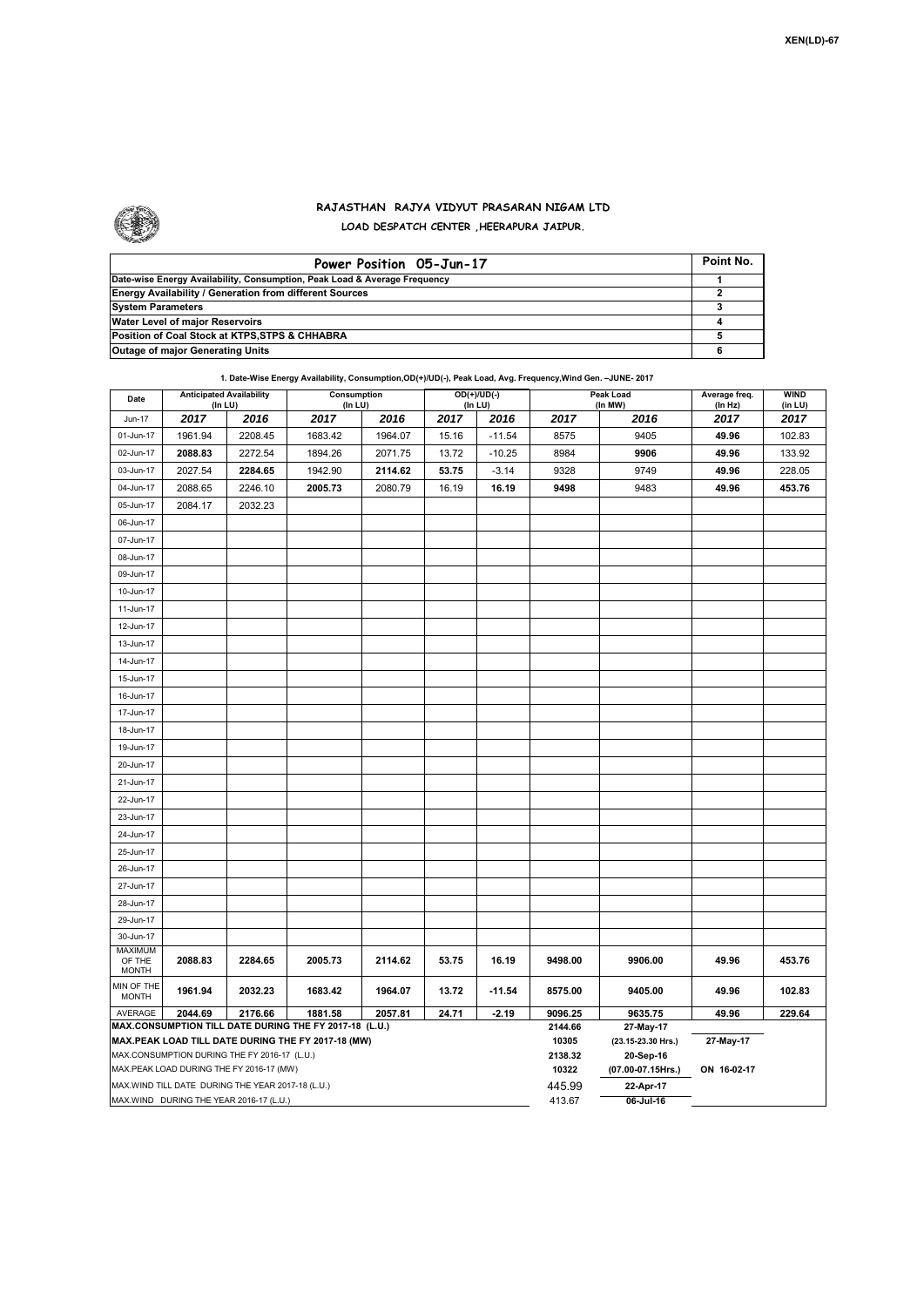XEN(LD)-67

# RAJASTHAN RAJYA VIDYUT PRASARAN NIGAM LTD
## LOAD DESPATCH CENTER ,HEERAPURA JAIPUR.

| Power Position 05-Jun-17 | Point No. |
|---|---|
| Date-wise Energy Availability, Consumption, Peak Load & Average Frequency | 1 |
| Energy Availability / Generation from different Sources | 2 |
| System Parameters | 3 |
| Water Level of major Reservoirs | 4 |
| Position of Coal Stock at KTPS,STPS & CHHABRA | 5 |
| Outage of major Generating Units | 6 |

**1. Date-Wise Energy Availability, Consumption,OD(+)/UD(-), Peak Load, Avg. Frequency,Wind Gen. –JUNE- 2017**

| Date | Anticipated Availability (In LU) | | Consumption (In LU) | | OD(+)/UD(-) (In LU) | | Peak Load (In MW) | | Average freq. (In Hz) | WIND (in LU) |
|---|---|---|---|---|---|---|---|---|---|---|
| Jun-17 | 2017 | 2016 | 2017 | 2016 | 2017 | 2016 | 2017 | 2016 | 2017 | 2017 |
| 01-Jun-17 | 1961.94 | 2208.45 | 1683.42 | 1964.07 | 15.16 | -11.54 | 8575 | 9405 | 49.96 | 102.83 |
| 02-Jun-17 | 2088.83 | 2272.54 | 1894.26 | 2071.75 | 13.72 | -10.25 | 8984 | 9906 | 49.96 | 133.92 |
| 03-Jun-17 | 2027.54 | 2284.65 | 1942.90 | 2114.62 | 53.75 | -3.14 | 9328 | 9749 | 49.96 | 228.05 |
| 04-Jun-17 | 2088.65 | 2246.10 | 2005.73 | 2080.79 | 16.19 | 16.19 | 9498 | 9483 | 49.96 | 453.76 |
| 05-Jun-17 | 2084.17 | 2032.23 | | | | | | | | |
| 06-Jun-17 | | | | | | | | | | |
| 07-Jun-17 | | | | | | | | | | |
| 08-Jun-17 | | | | | | | | | | |
| 09-Jun-17 | | | | | | | | | | |
| 10-Jun-17 | | | | | | | | | | |
| 11-Jun-17 | | | | | | | | | | |
| 12-Jun-17 | | | | | | | | | | |
| 13-Jun-17 | | | | | | | | | | |
| 14-Jun-17 | | | | | | | | | | |
| 15-Jun-17 | | | | | | | | | | |
| 16-Jun-17 | | | | | | | | | | |
| 17-Jun-17 | | | | | | | | | | |
| 18-Jun-17 | | | | | | | | | | |
| 19-Jun-17 | | | | | | | | | | |
| 20-Jun-17 | | | | | | | | | | |
| 21-Jun-17 | | | | | | | | | | |
| 22-Jun-17 | | | | | | | | | | |
| 23-Jun-17 | | | | | | | | | | |
| 24-Jun-17 | | | | | | | | | | |
| 25-Jun-17 | | | | | | | | | | |
| 26-Jun-17 | | | | | | | | | | |
| 27-Jun-17 | | | | | | | | | | |
| 28-Jun-17 | | | | | | | | | | |
| 29-Jun-17 | | | | | | | | | | |
| 30-Jun-17 | | | | | | | | | | |
| MAXIMUM OF THE MONTH | 2088.83 | 2284.65 | 2005.73 | 2114.62 | 53.75 | 16.19 | 9498.00 | 9906.00 | 49.96 | 453.76 |
| MIN OF THE MONTH | 1961.94 | 2032.23 | 1683.42 | 1964.07 | 13.72 | -11.54 | 8575.00 | 9405.00 | 49.96 | 102.83 |
| AVERAGE | 2044.69 | 2176.66 | 1881.58 | 2057.81 | 24.71 | -2.19 | 9096.25 | 9635.75 | 49.96 | 229.64 |
| MAX.CONSUMPTION TILL DATE DURING THE FY 2017-18 (L.U.) | | | | | | | 2144.66 | 27-May-17 | | |
| MAX.PEAK LOAD TILL DATE DURING THE FY 2017-18 (MW) | | | | | | | 10305 | (23.15-23.30 Hrs.) | 27-May-17 | |
| MAX.CONSUMPTION DURING THE FY 2016-17 (L.U.) | | | | | | | 2138.32 | 20-Sep-16 | | |
| MAX.PEAK LOAD DURING THE FY 2016-17 (MW) | | | | | | | 10322 | (07.00-07.15Hrs.) | ON 16-02-17 | |
| MAX.WIND TILL DATE DURING THE YEAR 2017-18 (L.U.) | | | | | | | 445.99 | 22-Apr-17 | | |
| MAX.WIND DURING THE YEAR 2016-17 (L.U.) | | | | | | | 413.67 | 06-Jul-16 | | |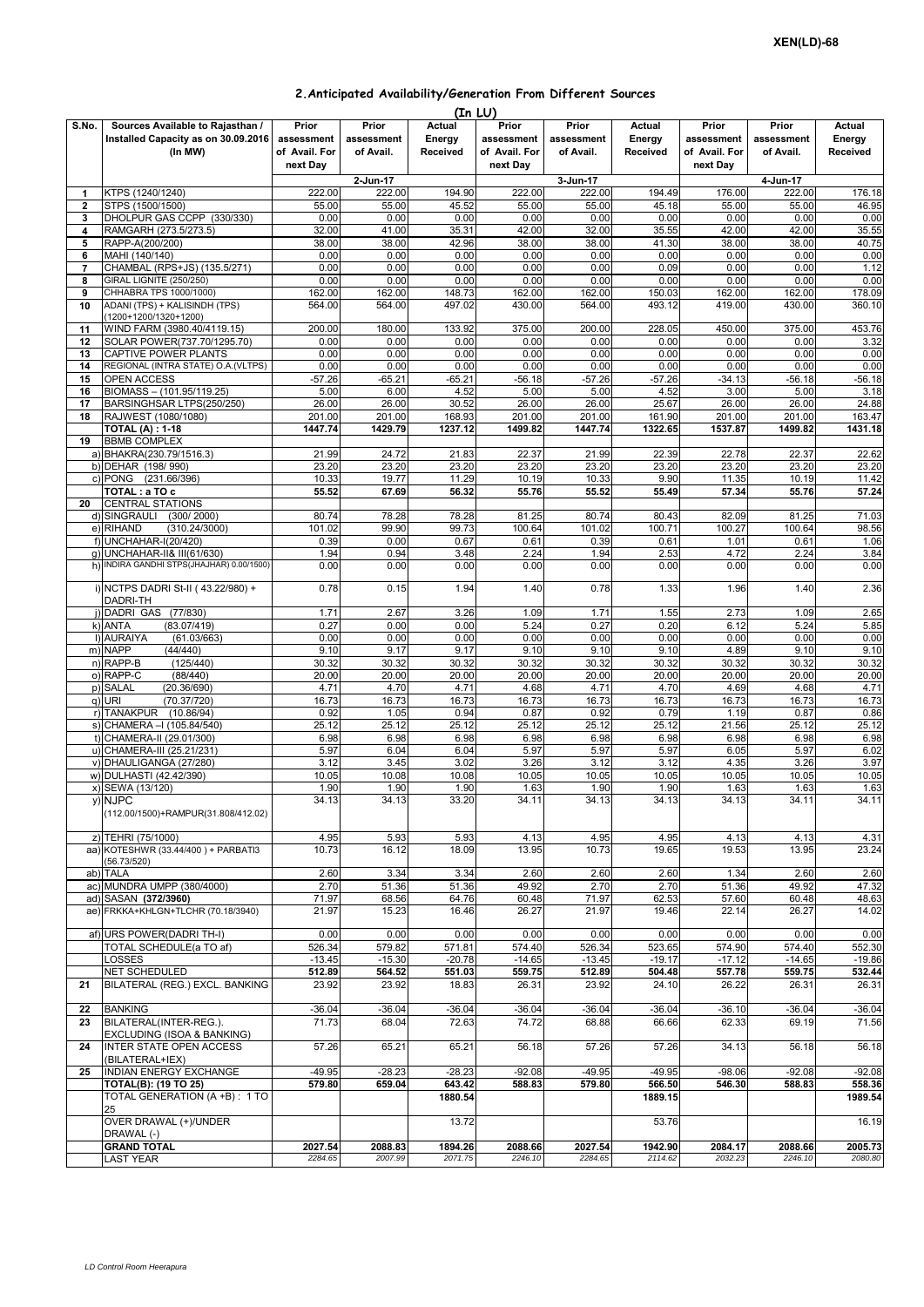XEN(LD)-68

## 2.Anticipated Availability/Generation From Different Sources

(In LU)

| S.No. | Sources Available to Rajasthan / Installed Capacity as on 30.09.2016 (In MW) | Prior assessment of Avail. For next Day | Prior assessment of Avail. | Actual Energy Received | Prior assessment of Avail. For next Day | Prior assessment of Avail. | Actual Energy Received | Prior assessment of Avail. For next Day | Prior assessment of Avail. | Actual Energy Received |
|---|---|---|---|---|---|---|---|---|---|---|
| | | 2-Jun-17 | | | 3-Jun-17 | | | 4-Jun-17 | | |
| 1 | KTPS (1240/1240) | 222.00 | 222.00 | 194.90 | 222.00 | 222.00 | 194.49 | 176.00 | 222.00 | 176.18 |
| 2 | STPS (1500/1500) | 55.00 | 55.00 | 45.52 | 55.00 | 55.00 | 45.18 | 55.00 | 55.00 | 46.95 |
| 3 | DHOLPUR GAS CCPP (330/330) | 0.00 | 0.00 | 0.00 | 0.00 | 0.00 | 0.00 | 0.00 | 0.00 | 0.00 |
| 4 | RAMGARH (273.5/273.5) | 32.00 | 41.00 | 35.31 | 42.00 | 32.00 | 35.55 | 42.00 | 42.00 | 35.55 |
| 5 | RAPP-A(200/200) | 38.00 | 38.00 | 42.96 | 38.00 | 38.00 | 41.30 | 38.00 | 38.00 | 40.75 |
| 6 | MAHI (140/140) | 0.00 | 0.00 | 0.00 | 0.00 | 0.00 | 0.00 | 0.00 | 0.00 | 0.00 |
| 7 | CHAMBAL (RPS+JS) (135.5/271) | 0.00 | 0.00 | 0.00 | 0.00 | 0.00 | 0.09 | 0.00 | 0.00 | 1.12 |
| 8 | GIRAL LIGNITE (250/250) | 0.00 | 0.00 | 0.00 | 0.00 | 0.00 | 0.00 | 0.00 | 0.00 | 0.00 |
| 9 | CHHABRA TPS 1000/1000) | 162.00 | 162.00 | 148.73 | 162.00 | 162.00 | 150.03 | 162.00 | 162.00 | 178.09 |
| 10 | ADANI (TPS) + KALISINDH (TPS) (1200+1200/1320+1200) | 564.00 | 564.00 | 497.02 | 430.00 | 564.00 | 493.12 | 419.00 | 430.00 | 360.10 |
| 11 | WIND FARM (3980.40/4119.15) | 200.00 | 180.00 | 133.92 | 375.00 | 200.00 | 228.05 | 450.00 | 375.00 | 453.76 |
| 12 | SOLAR POWER(737.70/1295.70) | 0.00 | 0.00 | 0.00 | 0.00 | 0.00 | 0.00 | 0.00 | 0.00 | 3.32 |
| 13 | CAPTIVE POWER PLANTS | 0.00 | 0.00 | 0.00 | 0.00 | 0.00 | 0.00 | 0.00 | 0.00 | 0.00 |
| 14 | REGIONAL (INTRA STATE) O.A.(VLTPS) | 0.00 | 0.00 | 0.00 | 0.00 | 0.00 | 0.00 | 0.00 | 0.00 | 0.00 |
| 15 | OPEN ACCESS | -57.26 | -65.21 | -65.21 | -56.18 | -57.26 | -57.26 | -34.13 | -56.18 | -56.18 |
| 16 | BIOMASS – (101.95/119.25) | 5.00 | 6.00 | 4.52 | 5.00 | 5.00 | 4.52 | 3.00 | 5.00 | 3.18 |
| 17 | BARSINGHSAR LTPS(250/250) | 26.00 | 26.00 | 30.52 | 26.00 | 26.00 | 25.67 | 26.00 | 26.00 | 24.88 |
| 18 | RAJWEST (1080/1080) | 201.00 | 201.00 | 168.93 | 201.00 | 201.00 | 161.90 | 201.00 | 201.00 | 163.47 |
| | **TOTAL (A) : 1-18** | **1447.74** | **1429.79** | **1237.12** | **1499.82** | **1447.74** | **1322.65** | **1537.87** | **1499.82** | **1431.18** |
| 19 | BBMB COMPLEX | | | | | | | | | |
| | a) BHAKRA(230.79/1516.3) | 21.99 | 24.72 | 21.83 | 22.37 | 21.99 | 22.39 | 22.78 | 22.37 | 22.62 |
| | b) DEHAR (198/ 990) | 23.20 | 23.20 | 23.20 | 23.20 | 23.20 | 23.20 | 23.20 | 23.20 | 23.20 |
| | c) PONG (231.66/396) | 10.33 | 19.77 | 11.29 | 10.19 | 10.33 | 9.90 | 11.35 | 10.19 | 11.42 |
| | **TOTAL : a TO c** | **55.52** | **67.69** | **56.32** | **55.76** | **55.52** | **55.49** | **57.34** | **55.76** | **57.24** |
| 20 | CENTRAL STATIONS | | | | | | | | | |
| | d) SINGRAULI (300/ 2000) | 80.74 | 78.28 | 78.28 | 81.25 | 80.74 | 80.43 | 82.09 | 81.25 | 71.03 |
| | e) RIHAND (310.24/3000) | 101.02 | 99.90 | 99.73 | 100.64 | 101.02 | 100.71 | 100.27 | 100.64 | 98.56 |
| | f) UNCHAHAR-I(20/420) | 0.39 | 0.00 | 0.67 | 0.61 | 0.39 | 0.61 | 1.01 | 0.61 | 1.06 |
| | g) UNCHAHAR-II& III(61/630) | 1.94 | 0.94 | 3.48 | 2.24 | 1.94 | 2.53 | 4.72 | 2.24 | 3.84 |
| | h) INDIRA GANDHI STPS(JHAJHAR) 0.00/1500) | 0.00 | 0.00 | 0.00 | 0.00 | 0.00 | 0.00 | 0.00 | 0.00 | 0.00 |
| | i) NCTPS DADRI St-II ( 43.22/980) + DADRI-TH | 0.78 | 0.15 | 1.94 | 1.40 | 0.78 | 1.33 | 1.96 | 1.40 | 2.36 |
| | j) DADRI GAS (77/830) | 1.71 | 2.67 | 3.26 | 1.09 | 1.71 | 1.55 | 2.73 | 1.09 | 2.65 |
| | k) ANTA (83.07/419) | 0.27 | 0.00 | 0.00 | 5.24 | 0.27 | 0.20 | 6.12 | 5.24 | 5.85 |
| | l) AURAIYA (61.03/663) | 0.00 | 0.00 | 0.00 | 0.00 | 0.00 | 0.00 | 0.00 | 0.00 | 0.00 |
| | m) NAPP (44/440) | 9.10 | 9.17 | 9.17 | 9.10 | 9.10 | 9.10 | 4.89 | 9.10 | 9.10 |
| | n) RAPP-B (125/440) | 30.32 | 30.32 | 30.32 | 30.32 | 30.32 | 30.32 | 30.32 | 30.32 | 30.32 |
| | o) RAPP-C (88/440) | 20.00 | 20.00 | 20.00 | 20.00 | 20.00 | 20.00 | 20.00 | 20.00 | 20.00 |
| | p) SALAL (20.36/690) | 4.71 | 4.70 | 4.71 | 4.68 | 4.71 | 4.70 | 4.69 | 4.68 | 4.71 |
| | q) URI (70.37/720) | 16.73 | 16.73 | 16.73 | 16.73 | 16.73 | 16.73 | 16.73 | 16.73 | 16.73 |
| | r) TANAKPUR (10.86/94) | 0.92 | 1.05 | 0.94 | 0.87 | 0.92 | 0.79 | 1.19 | 0.87 | 0.86 |
| | s) CHAMERA –I (105.84/540) | 25.12 | 25.12 | 25.12 | 25.12 | 25.12 | 25.12 | 21.56 | 25.12 | 25.12 |
| | t) CHAMERA-II (29.01/300) | 6.98 | 6.98 | 6.98 | 6.98 | 6.98 | 6.98 | 6.98 | 6.98 | 6.98 |
| | u) CHAMERA-III (25.21/231) | 5.97 | 6.04 | 6.04 | 5.97 | 5.97 | 5.97 | 6.05 | 5.97 | 6.02 |
| | v) DHAULIGANGA (27/280) | 3.12 | 3.45 | 3.02 | 3.26 | 3.12 | 3.12 | 4.35 | 3.26 | 3.97 |
| | w) DULHASTI (42.42/390) | 10.05 | 10.08 | 10.08 | 10.05 | 10.05 | 10.05 | 10.05 | 10.05 | 10.05 |
| | x) SEWA (13/120) | 1.90 | 1.90 | 1.90 | 1.63 | 1.90 | 1.90 | 1.63 | 1.63 | 1.63 |
| | y) NJPC (112.00/1500)+RAMPUR(31.808/412.02) | 34.13 | 34.13 | 33.20 | 34.11 | 34.13 | 34.13 | 34.13 | 34.11 | 34.11 |
| | z) TEHRI (75/1000) | 4.95 | 5.93 | 5.93 | 4.13 | 4.95 | 4.95 | 4.13 | 4.13 | 4.31 |
| | aa) KOTESHWR (33.44/400 ) + PARBATI3 (56.73/520) | 10.73 | 16.12 | 18.09 | 13.95 | 10.73 | 19.65 | 19.53 | 13.95 | 23.24 |
| | ab) TALA | 2.60 | 3.34 | 3.34 | 2.60 | 2.60 | 2.60 | 1.34 | 2.60 | 2.60 |
| | ac) MUNDRA UMPP (380/4000) | 2.70 | 51.36 | 51.36 | 49.92 | 2.70 | 2.70 | 51.36 | 49.92 | 47.32 |
| | ad) SASAN **(372/3960)** | 71.97 | 68.56 | 64.76 | 60.48 | 71.97 | 62.53 | 57.60 | 60.48 | 48.63 |
| | ae) FRKKA+KHLGN+TLCHR (70.18/3940) | 21.97 | 15.23 | 16.46 | 26.27 | 21.97 | 19.46 | 22.14 | 26.27 | 14.02 |
| | af) URS POWER(DADRI TH-I) | 0.00 | 0.00 | 0.00 | 0.00 | 0.00 | 0.00 | 0.00 | 0.00 | 0.00 |
| | TOTAL SCHEDULE(a TO af) | 526.34 | 579.82 | 571.81 | 574.40 | 526.34 | 523.65 | 574.90 | 574.40 | 552.30 |
| | LOSSES | -13.45 | -15.30 | -20.78 | -14.65 | -13.45 | -19.17 | -17.12 | -14.65 | -19.86 |
| | NET SCHEDULED | 512.89 | 564.52 | 551.03 | 559.75 | 512.89 | 504.48 | 557.78 | 559.75 | 532.44 |
| 21 | BILATERAL (REG.) EXCL. BANKING | 23.92 | 23.92 | 18.83 | 26.31 | 23.92 | 24.10 | 26.22 | 26.31 | 26.31 |
| 22 | BANKING | -36.04 | -36.04 | -36.04 | -36.04 | -36.04 | -36.04 | -36.10 | -36.04 | -36.04 |
| 23 | BILATERAL(INTER-REG.). EXCLUDING (ISOA & BANKING) | 71.73 | 68.04 | 72.63 | 74.72 | 68.88 | 66.66 | 62.33 | 69.19 | 71.56 |
| 24 | INTER STATE OPEN ACCESS (BILATERAL+IEX) | 57.26 | 65.21 | 65.21 | 56.18 | 57.26 | 57.26 | 34.13 | 56.18 | 56.18 |
| 25 | INDIAN ENERGY EXCHANGE | -49.95 | -28.23 | -28.23 | -92.08 | -49.95 | -49.95 | -98.06 | -92.08 | -92.08 |
| | **TOTAL(B): (19 TO 25)** | **579.80** | **659.04** | **643.42** | **588.83** | **579.80** | **566.50** | **546.30** | **588.83** | **558.36** |
| | TOTAL GENERATION (A +B) : 1 TO 25 | | | **1880.54** | | | **1889.15** | | | **1989.54** |
| | OVER DRAWAL (+)/UNDER DRAWAL (-) | | | 13.72 | | | 53.76 | | | 16.19 |
| | **GRAND TOTAL** | **2027.54** | **2088.83** | **1894.26** | **2088.66** | **2027.54** | **1942.90** | **2084.17** | **2088.66** | **2005.73** |
| | LAST YEAR | *2284.65* | *2007.99* | *2071.75* | *2246.10* | *2284.65* | *2114.62* | *2032.23* | *2246.10* | *2080.80* |

*LD Control Room Heerapura*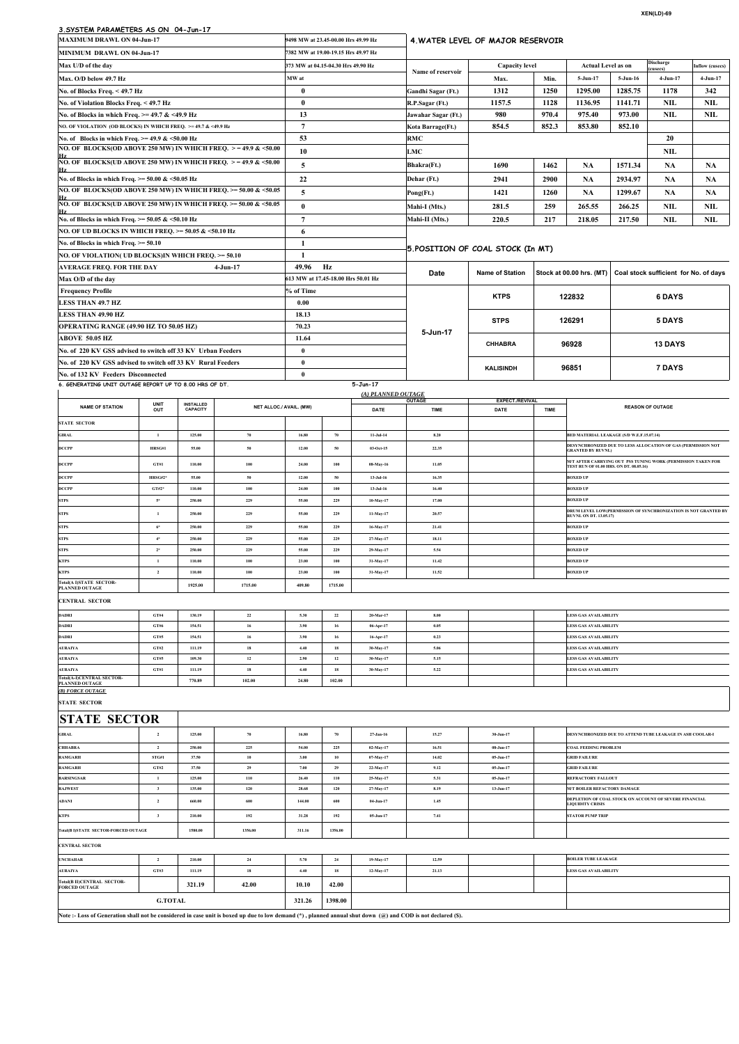XEN(LD)-69

## 3.SYSTEM PARAMETERS AS ON 04-Jun-17

| | | |
|---|---|---|
| MAXIMUM DRAWL ON 04-Jun-17 | 9498 MW at 23.45-00.00 Hrs 49.99 Hz | |
| MINIMUM DRAWL ON 04-Jun-17 | 7382 MW at 19.00-19.15 Hrs 49.97 Hz | |
| Max U/D of the day | 373 MW at 04.15-04.30 Hrs 49.90 Hz | |
| Max. O/D below 49.7 Hz | MW at | |
| No. of Blocks Freq. < 49.7 Hz | 0 | |
| No. of Violation Blocks Freq. < 49.7 Hz | 0 | |
| No. of Blocks in which Freq. >= 49.7 & <49.9 Hz | 13 | |
| NO. OF VIOLATION (OD BLOCKS) IN WHICH FREQ. >= 49.7 & <49.9 Hz | 7 | |
| No. of Blocks in which Freq. >= 49.9 & <50.00 Hz | 53 | |
| NO. OF BLOCKS(OD ABOVE 250 MW) IN WHICH FREQ. > = 49.9 & <50.00 Hz | 10 | |
| NO. OF BLOCKS(UD ABOVE 250 MW) IN WHICH FREQ. > = 49.9 & <50.00 Hz | 5 | |
| No. of Blocks in which Freq. >= 50.00 & <50.05 Hz | 22 | |
| NO. OF BLOCKS(OD ABOVE 250 MW) IN WHICH FREQ. >= 50.00 & <50.05 Hz | 5 | |
| NO. OF BLOCKS(UD ABOVE 250 MW) IN WHICH FREQ. >= 50.00 & <50.05 Hz | 0 | |
| No. of Blocks in which Freq. >= 50.05 & <50.10 Hz | 7 | |
| NO. OF UD BLOCKS IN WHICH FREQ. >= 50.05 & <50.10 Hz | 6 | |
| No. of Blocks in which Freq. >= 50.10 | 1 | |
| NO. OF VIOLATION( UD BLOCKS)IN WHICH FREQ. >= 50.10 | 1 | |
| AVERAGE FREQ. FOR THE DAY 4-Jun-17 | 49.96 | Hz |
| Max O/D of the day | 613 MW at 17.45-18.00 Hrs 50.01 Hz | |
| Frequency Profile | % of Time | |
| LESS THAN 49.7 HZ | 0.00 | |
| LESS THAN 49.90 HZ | 18.13 | |
| OPERATING RANGE (49.90 HZ TO 50.05 HZ) | 70.23 | |
| ABOVE 50.05 HZ | 11.64 | |
| No. of 220 KV GSS advised to switch off 33 KV Urban Feeders | 0 | |
| No. of 220 KV GSS advised to switch off 33 KV Rural Feeders | 0 | |
| No. of 132 KV Feeders Disconnected | 0 | |

## 4.WATER LEVEL OF MAJOR RESERVOIR

| Name of reservoir | Capacity level Max. | Capacity level Min. | Actual Level as on 5-Jun-17 | Actual Level as on 5-Jun-16 | Discharge (cusecs) 4-Jun-17 | Inflow (cusecs) 4-Jun-17 |
|---|---|---|---|---|---|---|
| Gandhi Sagar (Ft.) | 1312 | 1250 | 1295.00 | 1285.75 | 1178 | 342 |
| R.P.Sagar (Ft.) | 1157.5 | 1128 | 1136.95 | 1141.71 | NIL | NIL |
| Jawahar Sagar (Ft.) | 980 | 970.4 | 975.40 | 973.00 | NIL | NIL |
| Kota Barrage(Ft.) | 854.5 | 852.3 | 853.80 | 852.10 | | |
| RMC | | | | | 20 | |
| LMC | | | | | NIL | |
| Bhakra(Ft.) | 1690 | 1462 | NA | 1571.34 | NA | NA |
| Dehar (Ft.) | 2941 | 2900 | NA | 2934.97 | NA | NA |
| Pong(Ft.) | 1421 | 1260 | NA | 1299.67 | NA | NA |
| Mahi-I (Mts.) | 281.5 | 259 | 265.55 | 266.25 | NIL | NIL |
| Mahi-II (Mts.) | 220.5 | 217 | 218.05 | 217.50 | NIL | NIL |

## 5.POSITION OF COAL STOCK (In MT)

| Date | Name of Station | Stock at 00.00 hrs. (MT) | Coal stock sufficient for No. of days |
|---|---|---|---|
| 5-Jun-17 | KTPS | 122832 | 6 DAYS |
| | STPS | 126291 | 5 DAYS |
| | CHHABRA | 96928 | 13 DAYS |
| | KALISINDH | 96851 | 7 DAYS |

## 6. GENERATING UNIT OUTAGE REPORT UP TO 8.00 HRS OF DT. 5-Jun-17

*(A) PLANNED OUTAGE*

| NAME OF STATION | UNIT OUT | INSTALLED CAPACITY | NET ALLOC./ AVAIL. (MW) | | | OUTAGE DATE | OUTAGE TIME | EXPECT./REVIVAL DATE | EXPECT./REVIVAL TIME | REASON OF OUTAGE |
|---|---|---|---|---|---|---|---|---|---|---|
| **STATE SECTOR** | | | | | | | | | | |
| GIRAL | 1 | 125.00 | 70 | 16.80 | 70 | 11-Jul-14 | 8.20 | | | BED MATERIAL LEAKAGE (S/D W.E.F.15.07.14) |
| DCCPP | HRSG#1 | 55.00 | 50 | 12.00 | 50 | 03-Oct-15 | 22.35 | | | DESYNCHRONIZED DUE TO LESS ALLOCATION OF GAS (PERMISSION NOT GRANTED BY RUVNL) |
| DCCPP | GT#1 | 110.00 | 100 | 24.00 | 100 | 08-May-16 | 11.05 | | | S/T AFTER CARRYING OUT PSS TUNING WORK (PERMISSION TAKEN FOR TEST RUN OF 01.00 HRS. ON DT. 08.05.16) |
| DCCPP | HRSG#2* | 55.00 | 50 | 12.00 | 50 | 13-Jul-16 | 16.35 | | | BOXED UP |
| DCCPP | GT#2* | 110.00 | 100 | 24.00 | 100 | 13-Jul-16 | 16.40 | | | BOXED UP |
| STPS | 5* | 250.00 | 229 | 55.00 | 229 | 10-May-17 | 17.00 | | | BOXED UP |
| STPS | 1 | 250.00 | 229 | 55.00 | 229 | 11-May-17 | 20.57 | | | DRUM LEVEL LOW(PERMISSION OF SYNCHRONIZATION IS NOT GRANTED BY RUVNL ON DT. 13.05.17) |
| STPS | 6* | 250.00 | 229 | 55.00 | 229 | 16-May-17 | 21.41 | | | BOXED UP |
| STPS | 4* | 250.00 | 229 | 55.00 | 229 | 27-May-17 | 18.11 | | | BOXED UP |
| STPS | 2* | 250.00 | 229 | 55.00 | 229 | 29-May-17 | 5.54 | | | BOXED UP |
| KTPS | 1 | 110.00 | 100 | 23.00 | 100 | 31-May-17 | 11.42 | | | BOXED UP |
| KTPS | 2 | 110.00 | 100 | 23.00 | 100 | 31-May-17 | 11.52 | | | BOXED UP |
| Total(A I)STATE SECTOR-PLANNED OUTAGE | | 1925.00 | 1715.00 | 409.80 | 1715.00 | | | | | |
| **CENTRAL SECTOR** | | | | | | | | | | |
| DADRI | GT#4 | 130.19 | 22 | 5.30 | 22 | 20-Mar-17 | 8.00 | | | LESS GAS AVAILABLITY |
| DADRI | GT#6 | 154.51 | 16 | 3.90 | 16 | 06-Apr-17 | 0.05 | | | LESS GAS AVAILABLITY |
| DADRI | GT#5 | 154.51 | 16 | 3.90 | 16 | 16-Apr-17 | 0.23 | | | LESS GAS AVAILABLITY |
| AURAIYA | GT#2 | 111.19 | 18 | 4.40 | 18 | 30-May-17 | 5.06 | | | LESS GAS AVAILABLITY |
| AURAIYA | GT#5 | 109.30 | 12 | 2.90 | 12 | 30-May-17 | 5.15 | | | LESS GAS AVAILABLITY |
| AURAIYA | GT#1 | 111.19 | 18 | 4.40 | 18 | 30-May-17 | 5.22 | | | LESS GAS AVAILABLITY |
| Total(A-I)CENTRAL SECTOR-PLANNED OUTAGE | | 770.89 | 102.00 | 24.80 | 102.00 | | | | | |

*(B) FORCE OUTAGE*

| NAME OF STATION | UNIT OUT | INSTALLED CAPACITY | NET ALLOC./ AVAIL. (MW) | | | OUTAGE DATE | OUTAGE TIME | EXPECT./REVIVAL DATE | EXPECT./REVIVAL TIME | REASON OF OUTAGE |
|---|---|---|---|---|---|---|---|---|---|---|
| **STATE SECTOR** | | | | | | | | | | |
| GIRAL | 2 | 125.00 | 70 | 16.80 | 70 | 27-Jan-16 | 15.27 | 30-Jun-17 | | DESYNCHRONIZED DUE TO ATTEND TUBE LEAKAGE IN ASH COOLAR-I |
| CHHABRA | 2 | 250.00 | 225 | 54.00 | 225 | 02-May-17 | 16.51 | 08-Jun-17 | | COAL FEEDING PROBLEM |
| RAMGARH | STG#1 | 37.50 | 10 | 3.00 | 10 | 07-May-17 | 14.02 | 05-Jun-17 | | GRID FAILURE |
| RAMGARH | GT#2 | 37.50 | 29 | 7.00 | 29 | 22-May-17 | 9.12 | 05-Jun-17 | | GRID FAILURE |
| BARSINGSAR | 1 | 125.00 | 110 | 26.40 | 110 | 25-May-17 | 5.31 | 05-Jun-17 | | REFRACTORY FALLOUT |
| RAJWEST | 3 | 135.00 | 120 | 28.68 | 120 | 27-May-17 | 8.19 | 13-Jun-17 | | S/T BOILER REFACTORY DAMAGE |
| ADANI | 2 | 660.00 | 600 | 144.00 | 600 | 04-Jun-17 | 1.45 | | | DEPLETION OF COAL STOCK ON ACCOUNT OF SEVERE FINANCIAL LIQUIDITY CRISIS |
| KTPS | 3 | 210.00 | 192 | 31.28 | 192 | 05-Jun-17 | 7.41 | | | STATOR PUMP TRIP |
| Total(B I)STATE SECTOR-FORCED OUTAGE | | 1580.00 | 1356.00 | 311.16 | 1356.00 | | | | | |
| **CENTRAL SECTOR** | | | | | | | | | | |
| UNCHAHAR | 2 | 210.00 | 24 | 5.70 | 24 | 19-May-17 | 12.59 | | | BOILER TUBE LEAKAGE |
| AURAIYA | GT#3 | 111.19 | 18 | 4.40 | 18 | 12-May-17 | 21.13 | | | LESS GAS AVAILABLITY |
| Total(B II)CENTRAL SECTOR-FORCED OUTAGE | | 321.19 | 42.00 | 10.10 | 42.00 | | | | | |
| G.TOTAL | | | | 321.26 | 1398.00 | | | | | |

Note :- Loss of Generation shall not be considered in case unit is boxed up due to low demand (*) , planned annual shut down (@) and COD is not declared ($).